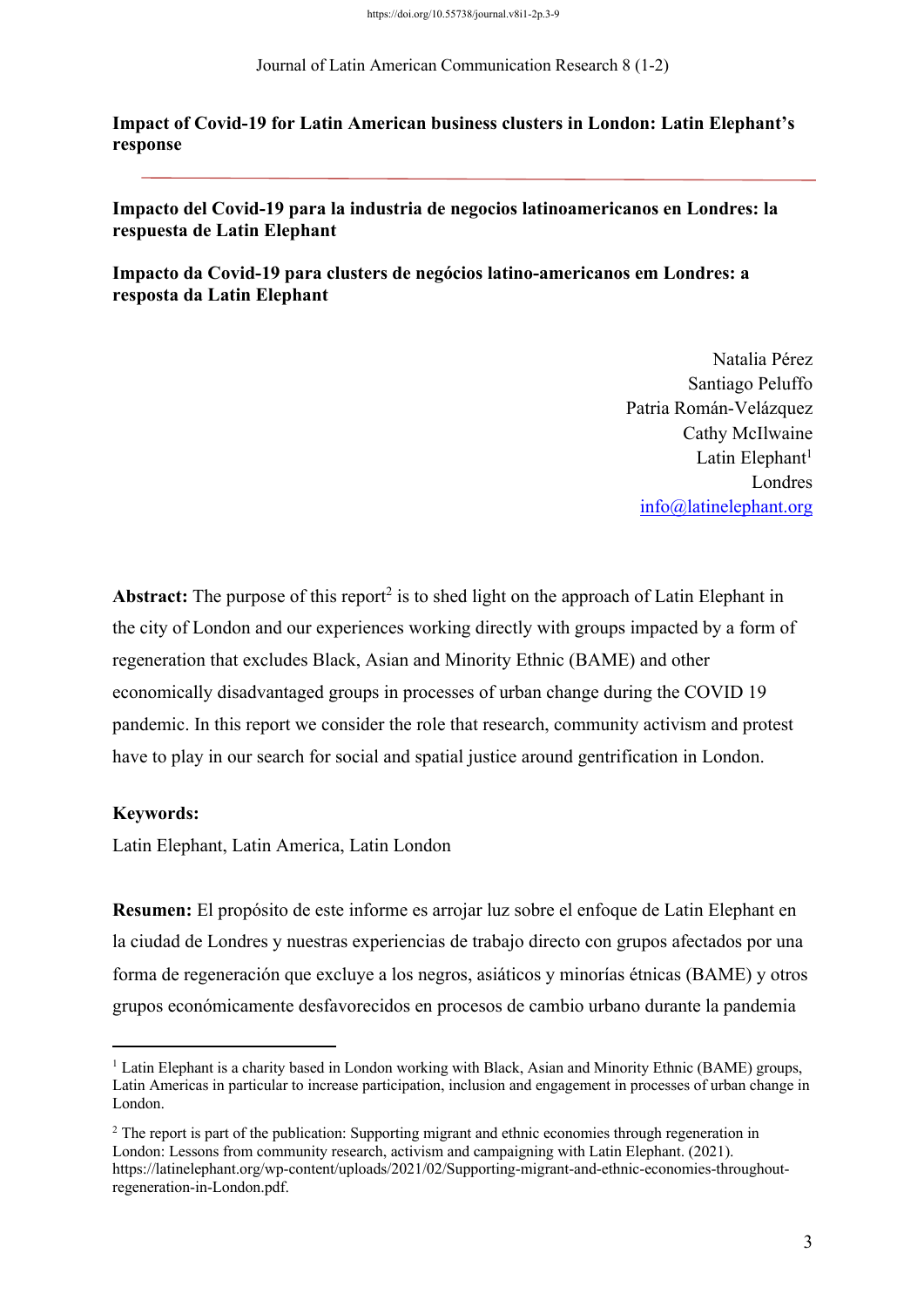# Impact of Covid-19 for Latin American business clusters in London: Latin Elephant's response

## Impacto del Covid-19 para la industria de negocios latinoamericanos en Londres: la respuesta de Latin Elephant

## Impacto da Covid-19 para clusters de negócios latino-americanos em Londres: a resposta da Latin Elephant

Natalia Pérez
Santiago Peluffo
Patria Román-Velázquez
Cathy McIlwaine
Latin Elephant[1]
Londres
info@latinelephant.org

**Abstract:** The purpose of this report[2] is to shed light on the approach of Latin Elephant in the city of London and our experiences working directly with groups impacted by a form of regeneration that excludes Black, Asian and Minority Ethnic (BAME) and other economically disadvantaged groups in processes of urban change during the COVID 19 pandemic. In this report we consider the role that research, community activism and protest have to play in our search for social and spatial justice around gentrification in London.

**Keywords:**
Latin Elephant, Latin America, Latin London

**Resumen:** El propósito de este informe es arrojar luz sobre el enfoque de Latin Elephant en la ciudad de Londres y nuestras experiencias de trabajo directo con grupos afectados por una forma de regeneración que excluye a los negros, asiáticos y minorías étnicas (BAME) y otros grupos económicamente desfavorecidos en procesos de cambio urbano durante la pandemia

---

[1] Latin Elephant is a charity based in London working with Black, Asian and Minority Ethnic (BAME) groups, Latin Americas in particular to increase participation, inclusion and engagement in processes of urban change in London.

[2] The report is part of the publication: Supporting migrant and ethnic economies through regeneration in London: Lessons from community research, activism and campaigning with Latin Elephant. (2021). https://latinelephant.org/wp-content/uploads/2021/02/Supporting-migrant-and-ethnic-economies-throughout-regeneration-in-London.pdf.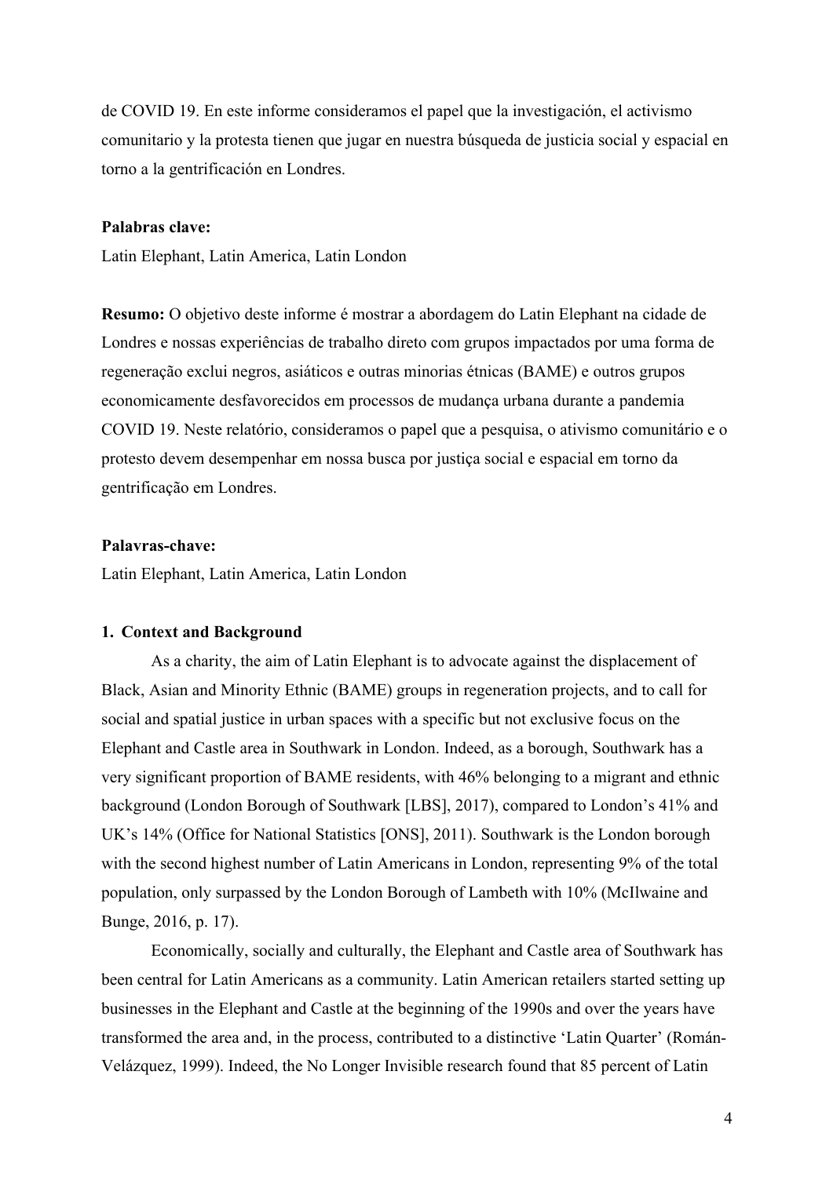de COVID 19. En este informe consideramos el papel que la investigación, el activismo comunitario y la protesta tienen que jugar en nuestra búsqueda de justicia social y espacial en torno a la gentrificación en Londres.

**Palabras clave:**
Latin Elephant, Latin America, Latin London

**Resumo:** O objetivo deste informe é mostrar a abordagem do Latin Elephant na cidade de Londres e nossas experiências de trabalho direto com grupos impactados por uma forma de regeneração exclui negros, asiáticos e outras minorias étnicas (BAME) e outros grupos economicamente desfavorecidos em processos de mudança urbana durante a pandemia COVID 19. Neste relatório, consideramos o papel que a pesquisa, o ativismo comunitário e o protesto devem desempenhar em nossa busca por justiça social e espacial em torno da gentrificação em Londres.

**Palavras-chave:**
Latin Elephant, Latin America, Latin London

## 1. Context and Background

As a charity, the aim of Latin Elephant is to advocate against the displacement of Black, Asian and Minority Ethnic (BAME) groups in regeneration projects, and to call for social and spatial justice in urban spaces with a specific but not exclusive focus on the Elephant and Castle area in Southwark in London. Indeed, as a borough, Southwark has a very significant proportion of BAME residents, with 46% belonging to a migrant and ethnic background (London Borough of Southwark [LBS], 2017), compared to London's 41% and UK's 14% (Office for National Statistics [ONS], 2011). Southwark is the London borough with the second highest number of Latin Americans in London, representing 9% of the total population, only surpassed by the London Borough of Lambeth with 10% (McIlwaine and Bunge, 2016, p. 17).

Economically, socially and culturally, the Elephant and Castle area of Southwark has been central for Latin Americans as a community. Latin American retailers started setting up businesses in the Elephant and Castle at the beginning of the 1990s and over the years have transformed the area and, in the process, contributed to a distinctive 'Latin Quarter' (Román-Velázquez, 1999). Indeed, the No Longer Invisible research found that 85 percent of Latin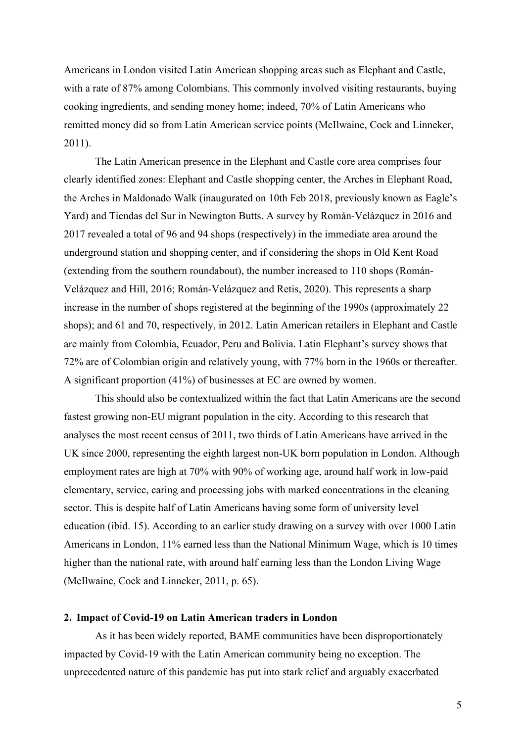Americans in London visited Latin American shopping areas such as Elephant and Castle, with a rate of 87% among Colombians. This commonly involved visiting restaurants, buying cooking ingredients, and sending money home; indeed, 70% of Latin Americans who remitted money did so from Latin American service points (McIlwaine, Cock and Linneker, 2011).

The Latin American presence in the Elephant and Castle core area comprises four clearly identified zones: Elephant and Castle shopping center, the Arches in Elephant Road, the Arches in Maldonado Walk (inaugurated on 10th Feb 2018, previously known as Eagle's Yard) and Tiendas del Sur in Newington Butts. A survey by Román-Velázquez in 2016 and 2017 revealed a total of 96 and 94 shops (respectively) in the immediate area around the underground station and shopping center, and if considering the shops in Old Kent Road (extending from the southern roundabout), the number increased to 110 shops (Román-Velázquez and Hill, 2016; Román-Velázquez and Retis, 2020). This represents a sharp increase in the number of shops registered at the beginning of the 1990s (approximately 22 shops); and 61 and 70, respectively, in 2012. Latin American retailers in Elephant and Castle are mainly from Colombia, Ecuador, Peru and Bolivia. Latin Elephant's survey shows that 72% are of Colombian origin and relatively young, with 77% born in the 1960s or thereafter. A significant proportion (41%) of businesses at EC are owned by women.

This should also be contextualized within the fact that Latin Americans are the second fastest growing non-EU migrant population in the city. According to this research that analyses the most recent census of 2011, two thirds of Latin Americans have arrived in the UK since 2000, representing the eighth largest non-UK born population in London. Although employment rates are high at 70% with 90% of working age, around half work in low-paid elementary, service, caring and processing jobs with marked concentrations in the cleaning sector. This is despite half of Latin Americans having some form of university level education (ibid. 15). According to an earlier study drawing on a survey with over 1000 Latin Americans in London, 11% earned less than the National Minimum Wage, which is 10 times higher than the national rate, with around half earning less than the London Living Wage (McIlwaine, Cock and Linneker, 2011, p. 65).

## 2. Impact of Covid-19 on Latin American traders in London

As it has been widely reported, BAME communities have been disproportionately impacted by Covid-19 with the Latin American community being no exception. The unprecedented nature of this pandemic has put into stark relief and arguably exacerbated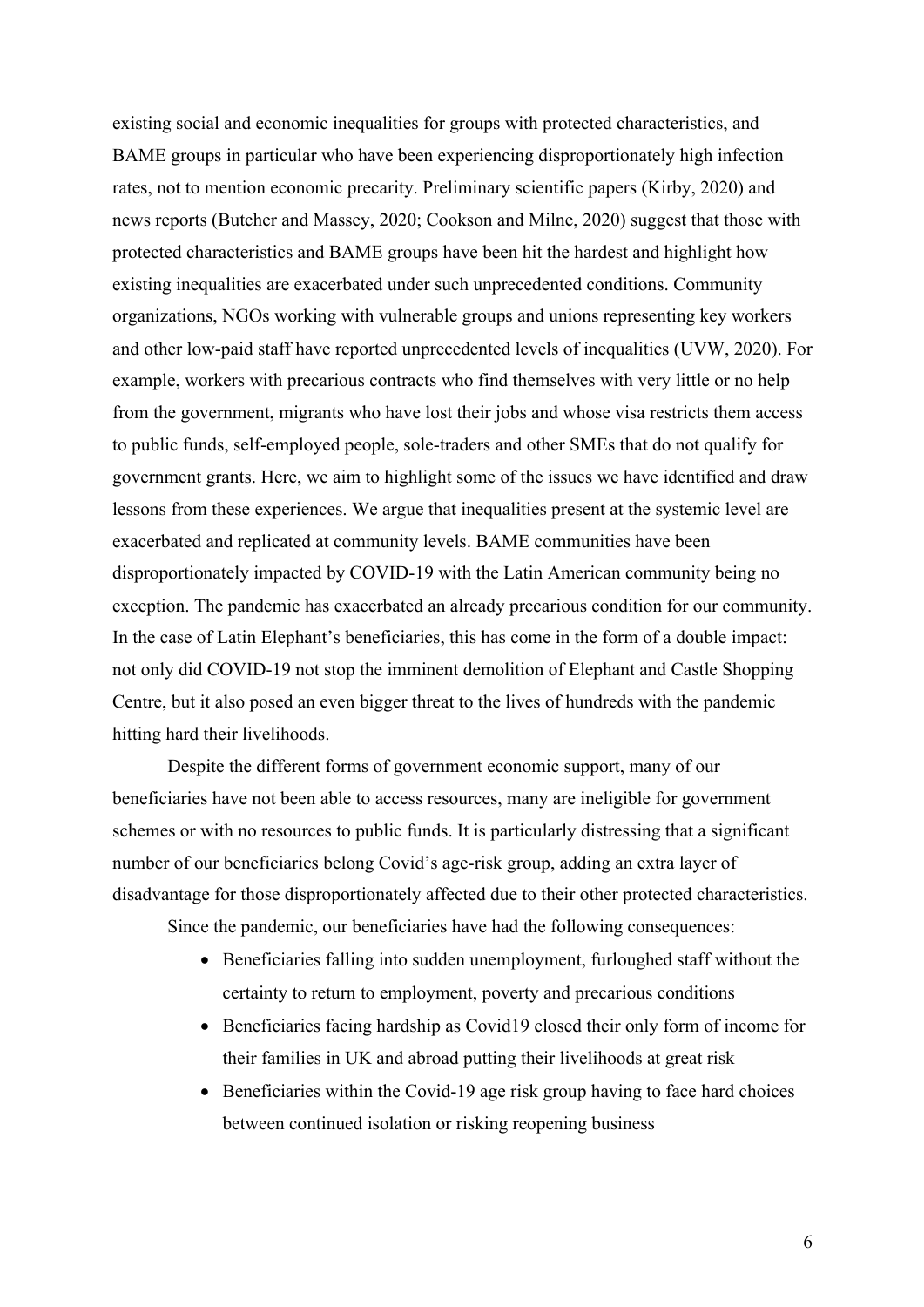existing social and economic inequalities for groups with protected characteristics, and BAME groups in particular who have been experiencing disproportionately high infection rates, not to mention economic precarity. Preliminary scientific papers (Kirby, 2020) and news reports (Butcher and Massey, 2020; Cookson and Milne, 2020) suggest that those with protected characteristics and BAME groups have been hit the hardest and highlight how existing inequalities are exacerbated under such unprecedented conditions. Community organizations, NGOs working with vulnerable groups and unions representing key workers and other low-paid staff have reported unprecedented levels of inequalities (UVW, 2020). For example, workers with precarious contracts who find themselves with very little or no help from the government, migrants who have lost their jobs and whose visa restricts them access to public funds, self-employed people, sole-traders and other SMEs that do not qualify for government grants. Here, we aim to highlight some of the issues we have identified and draw lessons from these experiences. We argue that inequalities present at the systemic level are exacerbated and replicated at community levels. BAME communities have been disproportionately impacted by COVID-19 with the Latin American community being no exception. The pandemic has exacerbated an already precarious condition for our community. In the case of Latin Elephant's beneficiaries, this has come in the form of a double impact: not only did COVID-19 not stop the imminent demolition of Elephant and Castle Shopping Centre, but it also posed an even bigger threat to the lives of hundreds with the pandemic hitting hard their livelihoods.

Despite the different forms of government economic support, many of our beneficiaries have not been able to access resources, many are ineligible for government schemes or with no resources to public funds. It is particularly distressing that a significant number of our beneficiaries belong Covid's age-risk group, adding an extra layer of disadvantage for those disproportionately affected due to their other protected characteristics.

Since the pandemic, our beneficiaries have had the following consequences:

- Beneficiaries falling into sudden unemployment, furloughed staff without the certainty to return to employment, poverty and precarious conditions
- Beneficiaries facing hardship as Covid19 closed their only form of income for their families in UK and abroad putting their livelihoods at great risk
- Beneficiaries within the Covid-19 age risk group having to face hard choices between continued isolation or risking reopening business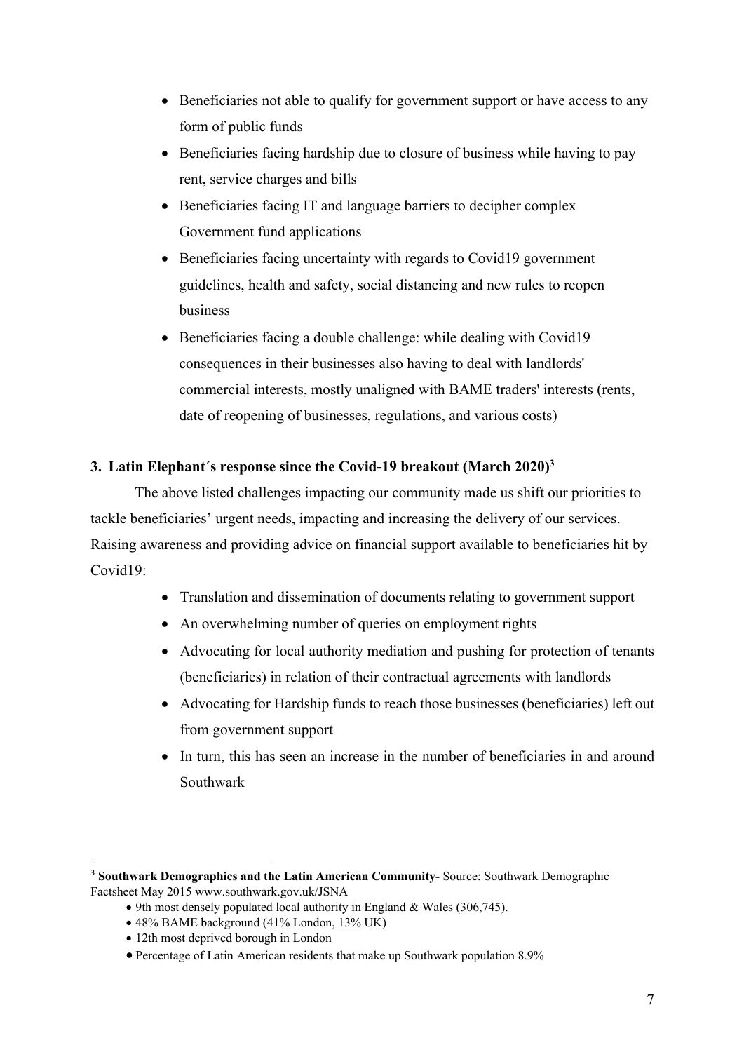- Beneficiaries not able to qualify for government support or have access to any form of public funds
- Beneficiaries facing hardship due to closure of business while having to pay rent, service charges and bills
- Beneficiaries facing IT and language barriers to decipher complex Government fund applications
- Beneficiaries facing uncertainty with regards to Covid19 government guidelines, health and safety, social distancing and new rules to reopen business
- Beneficiaries facing a double challenge: while dealing with Covid19 consequences in their businesses also having to deal with landlords' commercial interests, mostly unaligned with BAME traders' interests (rents, date of reopening of businesses, regulations, and various costs)

### 3. Latin Elephant´s response since the Covid-19 breakout (March 2020)[3]

The above listed challenges impacting our community made us shift our priorities to tackle beneficiaries' urgent needs, impacting and increasing the delivery of our services. Raising awareness and providing advice on financial support available to beneficiaries hit by Covid19:

- Translation and dissemination of documents relating to government support
- An overwhelming number of queries on employment rights
- Advocating for local authority mediation and pushing for protection of tenants (beneficiaries) in relation of their contractual agreements with landlords
- Advocating for Hardship funds to reach those businesses (beneficiaries) left out from government support
- In turn, this has seen an increase in the number of beneficiaries in and around Southwark

---

[3] **Southwark Demographics and the Latin American Community-** Source: Southwark Demographic Factsheet May 2015 www.southwark.gov.uk/JSNA_

- 9th most densely populated local authority in England & Wales (306,745).
- 48% BAME background (41% London, 13% UK)
- 12th most deprived borough in London
- Percentage of Latin American residents that make up Southwark population 8.9%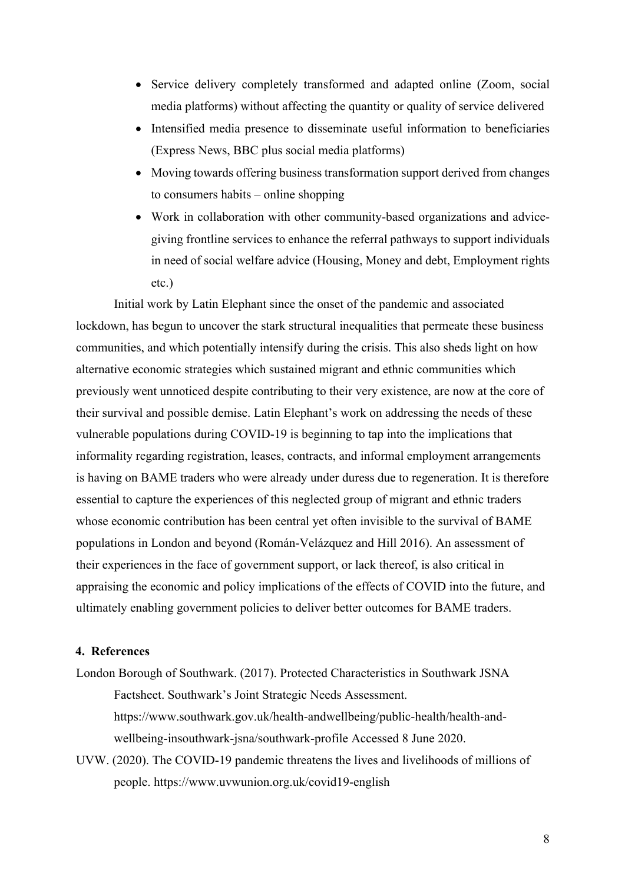- Service delivery completely transformed and adapted online (Zoom, social media platforms) without affecting the quantity or quality of service delivered
- Intensified media presence to disseminate useful information to beneficiaries (Express News, BBC plus social media platforms)
- Moving towards offering business transformation support derived from changes to consumers habits – online shopping
- Work in collaboration with other community-based organizations and advice-giving frontline services to enhance the referral pathways to support individuals in need of social welfare advice (Housing, Money and debt, Employment rights etc.)

Initial work by Latin Elephant since the onset of the pandemic and associated lockdown, has begun to uncover the stark structural inequalities that permeate these business communities, and which potentially intensify during the crisis. This also sheds light on how alternative economic strategies which sustained migrant and ethnic communities which previously went unnoticed despite contributing to their very existence, are now at the core of their survival and possible demise. Latin Elephant's work on addressing the needs of these vulnerable populations during COVID-19 is beginning to tap into the implications that informality regarding registration, leases, contracts, and informal employment arrangements is having on BAME traders who were already under duress due to regeneration. It is therefore essential to capture the experiences of this neglected group of migrant and ethnic traders whose economic contribution has been central yet often invisible to the survival of BAME populations in London and beyond (Román-Velázquez and Hill 2016). An assessment of their experiences in the face of government support, or lack thereof, is also critical in appraising the economic and policy implications of the effects of COVID into the future, and ultimately enabling government policies to deliver better outcomes for BAME traders.

## 4. References

London Borough of Southwark. (2017). Protected Characteristics in Southwark JSNA Factsheet. Southwark's Joint Strategic Needs Assessment. https://www.southwark.gov.uk/health-andwellbeing/public-health/health-and-wellbeing-insouthwark-jsna/southwark-profile Accessed 8 June 2020.

UVW. (2020). The COVID-19 pandemic threatens the lives and livelihoods of millions of people. https://www.uvwunion.org.uk/covid19-english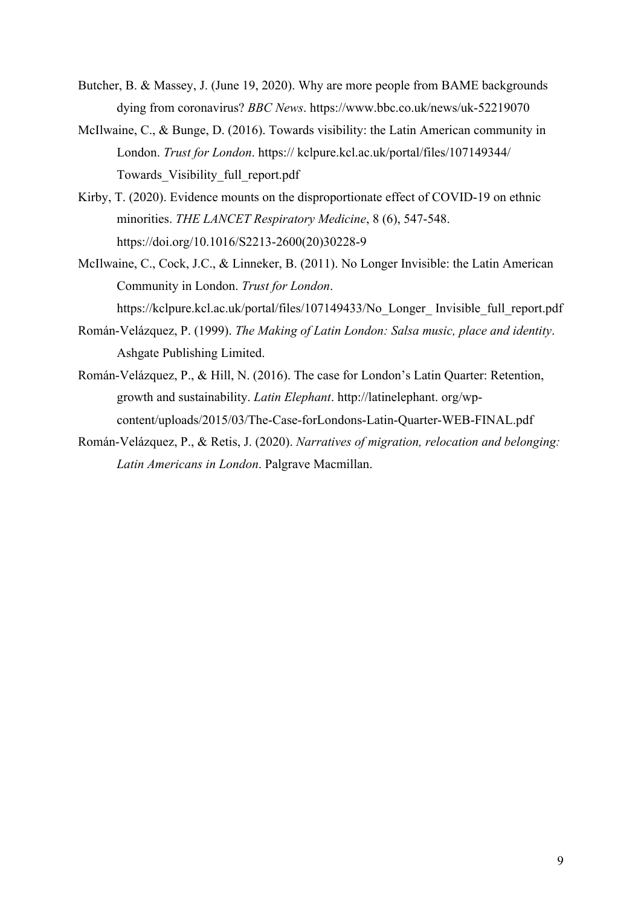Butcher, B. & Massey, J. (June 19, 2020). Why are more people from BAME backgrounds dying from coronavirus? *BBC News*. https://www.bbc.co.uk/news/uk-52219070

McIlwaine, C., & Bunge, D. (2016). Towards visibility: the Latin American community in London. *Trust for London*. https:// kclpure.kcl.ac.uk/portal/files/107149344/ Towards_Visibility_full_report.pdf

Kirby, T. (2020). Evidence mounts on the disproportionate effect of COVID-19 on ethnic minorities. *THE LANCET Respiratory Medicine*, 8 (6), 547-548. https://doi.org/10.1016/S2213-2600(20)30228-9

McIlwaine, C., Cock, J.C., & Linneker, B. (2011). No Longer Invisible: the Latin American Community in London. *Trust for London*. https://kclpure.kcl.ac.uk/portal/files/107149433/No_Longer_ Invisible_full_report.pdf

Román-Velázquez, P. (1999). *The Making of Latin London: Salsa music, place and identity*. Ashgate Publishing Limited.

Román-Velázquez, P., & Hill, N. (2016). The case for London's Latin Quarter: Retention, growth and sustainability. *Latin Elephant*. http://latinelephant. org/wp-content/uploads/2015/03/The-Case-forLondons-Latin-Quarter-WEB-FINAL.pdf

Román-Velázquez, P., & Retis, J. (2020). *Narratives of migration, relocation and belonging: Latin Americans in London*. Palgrave Macmillan.